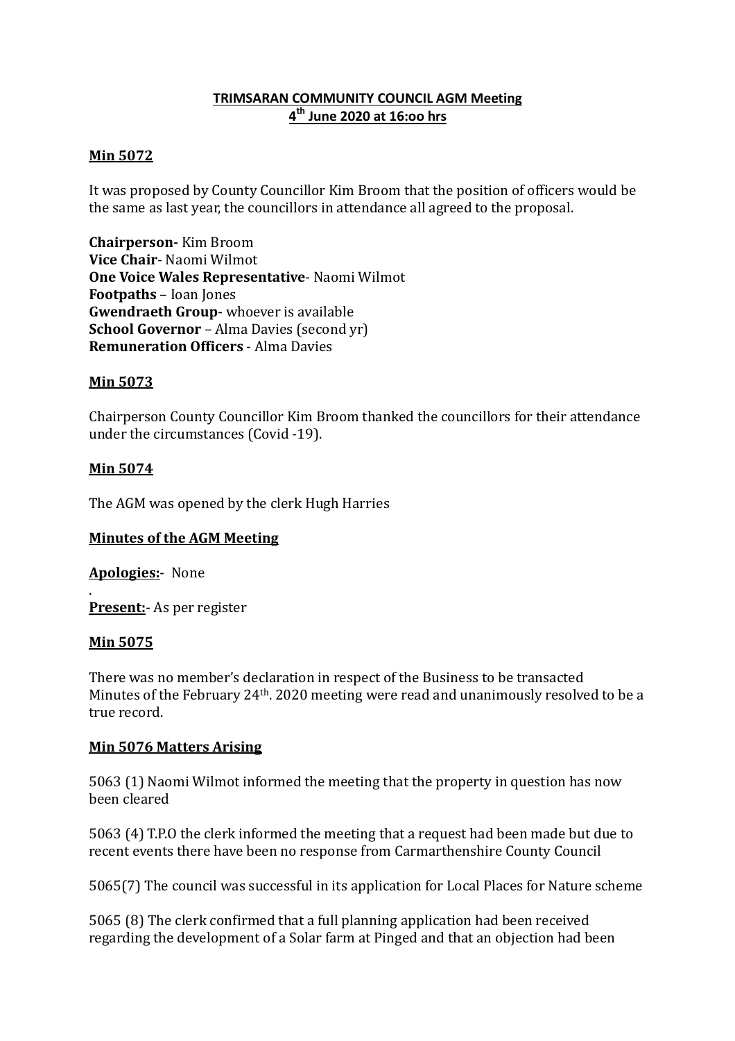**TRIMSARAN COMMUNITY COUNCIL AGM Meeting**
**4th June 2020 at 16:oo hrs**

**Min 5072**

It was proposed by County Councillor Kim Broom that the position of officers would be the same as last year, the councillors in attendance all agreed to the proposal.

**Chairperson-** Kim Broom
**Vice Chair**- Naomi Wilmot
**One Voice Wales Representative**- Naomi Wilmot
**Footpaths** – Ioan Jones
**Gwendraeth Group**- whoever is available
**School Governor** – Alma Davies (second yr)
**Remuneration Officers** - Alma Davies

**Min 5073**

Chairperson County Councillor Kim Broom thanked the councillors for their attendance under the circumstances (Covid -19).

**Min 5074**

The AGM was opened by the clerk Hugh Harries

**Minutes of the AGM Meeting**

**Apologies:**- None

.
**Present:**- As per register

**Min 5075**

There was no member's declaration in respect of the Business to be transacted
Minutes of the February 24th. 2020 meeting were read and unanimously resolved to be a true record.

**Min 5076 Matters Arising**

5063 (1) Naomi Wilmot informed the meeting that the property in question has now been cleared

5063 (4) T.P.O the clerk informed the meeting that a request had been made but due to recent events there have been no response from Carmarthenshire County Council

5065(7) The council was successful in its application for Local Places for Nature scheme

5065 (8) The clerk confirmed that a full planning application had been received regarding the development of a Solar farm at Pinged and that an objection had been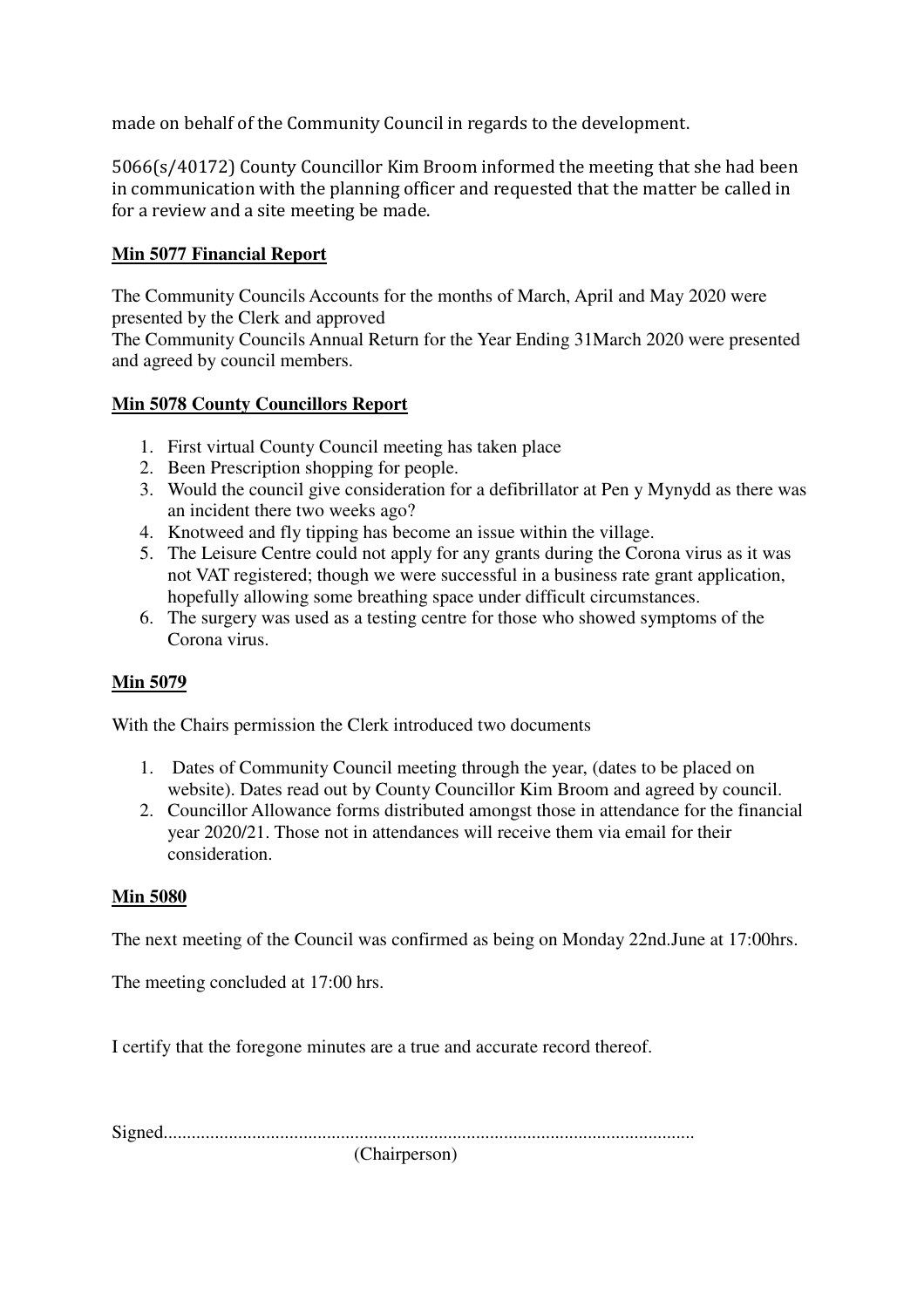made on behalf of the Community Council in regards to the development.

5066(s/40172) County Councillor Kim Broom informed the meeting that she had been in communication with the planning officer and requested that the matter be called in for a review and a site meeting be made.

**Min 5077 Financial Report**

The Community Councils Accounts for the months of March, April and May 2020 were presented by the Clerk and approved

The Community Councils Annual Return for the Year Ending 31March 2020 were presented and agreed by council members.

**Min 5078 County Councillors Report**

1. First virtual County Council meeting has taken place
2. Been Prescription shopping for people.
3. Would the council give consideration for a defibrillator at Pen y Mynydd as there was an incident there two weeks ago?
4. Knotweed and fly tipping has become an issue within the village.
5. The Leisure Centre could not apply for any grants during the Corona virus as it was not VAT registered; though we were successful in a business rate grant application, hopefully allowing some breathing space under difficult circumstances.
6. The surgery was used as a testing centre for those who showed symptoms of the Corona virus.

**Min 5079**

With the Chairs permission the Clerk introduced two documents

1. Dates of Community Council meeting through the year, (dates to be placed on website). Dates read out by County Councillor Kim Broom and agreed by council.
2. Councillor Allowance forms distributed amongst those in attendance for the financial year 2020/21. Those not in attendances will receive them via email for their consideration.

**Min 5080**

The next meeting of the Council was confirmed as being on Monday 22nd.June at 17:00hrs.

The meeting concluded at 17:00 hrs.

I certify that the foregone minutes are a true and accurate record thereof.

Signed.................................................................................................................

(Chairperson)